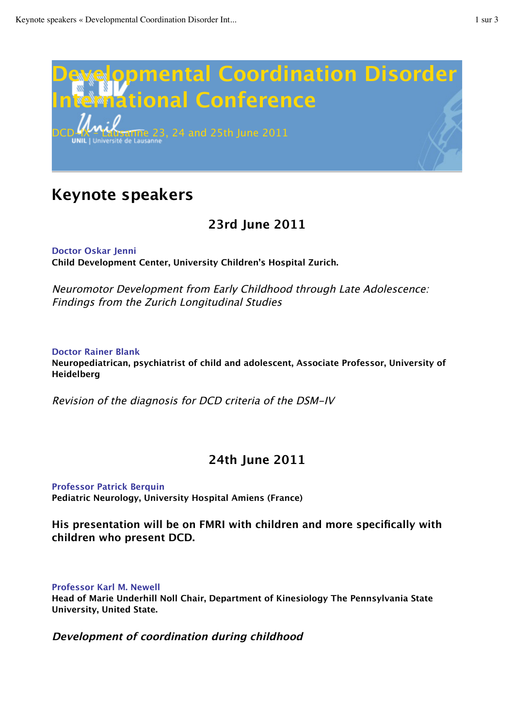# Developmental Coordination Disorder International Conference

DCD-IX - Lausanne 23, 24 and 25th June 2011

## Keynote speakers

### 23rd June 2011

**Doctor Oskar Jenni**
**Child Development Center, University Children's Hospital Zurich.**

*Neuromotor Development from Early Childhood through Late Adolescence: Findings from the Zurich Longitudinal Studies*

**Doctor Rainer Blank**
**Neuropediatrican, psychiatrist of child and adolescent, Associate Professor, University of Heidelberg**

*Revision of the diagnosis for DCD criteria of the DSM-IV*

### 24th June 2011

**Professor Patrick Berquin**
**Pediatric Neurology, University Hospital Amiens (France)**

**His presentation will be on FMRI with children and more specifically with children who present DCD.**

**Professor Karl M. Newell**
**Head of Marie Underhill Noll Chair, Department of Kinesiology The Pennsylvania State University, United State.**

***Development of coordination during childhood***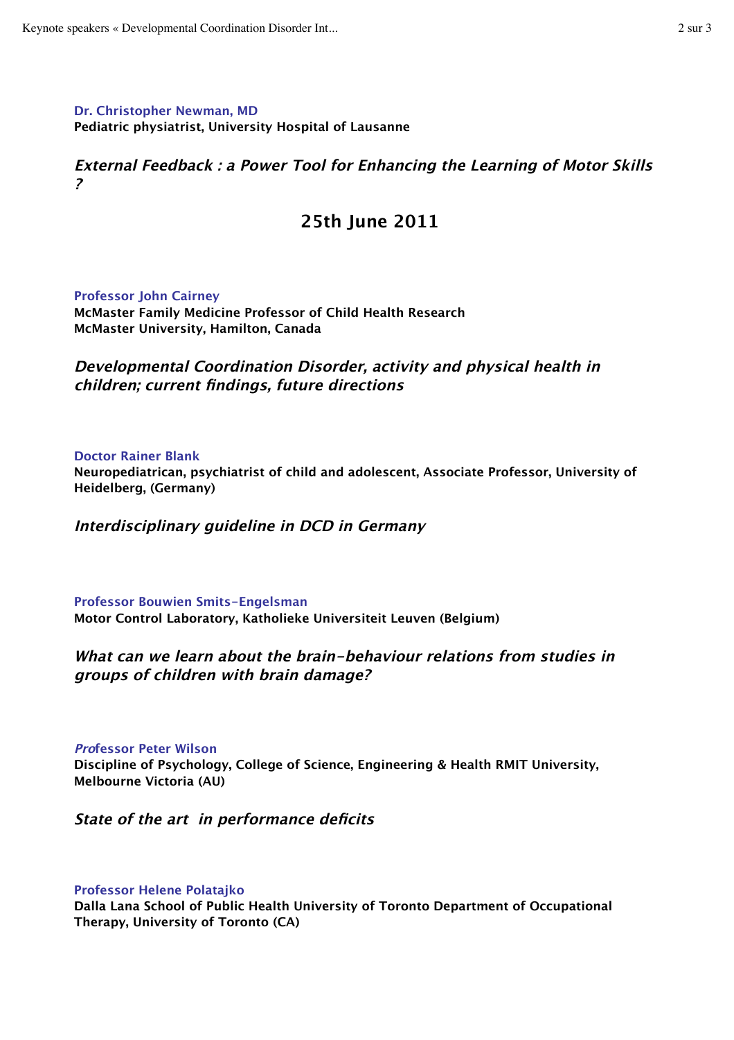**Dr. Christopher Newman, MD**
**Pediatric physiatrist, University Hospital of Lausanne**

***External Feedback : a Power Tool for Enhancing the Learning of Motor Skills ?***

## 25th June 2011

**Professor John Cairney**
**McMaster Family Medicine Professor of Child Health Research**
**McMaster University, Hamilton, Canada**

***Developmental Coordination Disorder, activity and physical health in children; current findings, future directions***

**Doctor Rainer Blank**
**Neuropediatrican, psychiatrist of child and adolescent, Associate Professor, University of Heidelberg, (Germany)**

***Interdisciplinary guideline in DCD in Germany***

**Professor Bouwien Smits-Engelsman**
**Motor Control Laboratory, Katholieke Universiteit Leuven (Belgium)**

***What can we learn about the brain-behaviour relations from studies in groups of children with brain damage?***

***Pro*fessor Peter Wilson**
**Discipline of Psychology, College of Science, Engineering & Health RMIT University, Melbourne Victoria (AU)**

***State of the art in performance deficits***

**Professor Helene Polatajko**
**Dalla Lana School of Public Health University of Toronto Department of Occupational Therapy, University of Toronto (CA)**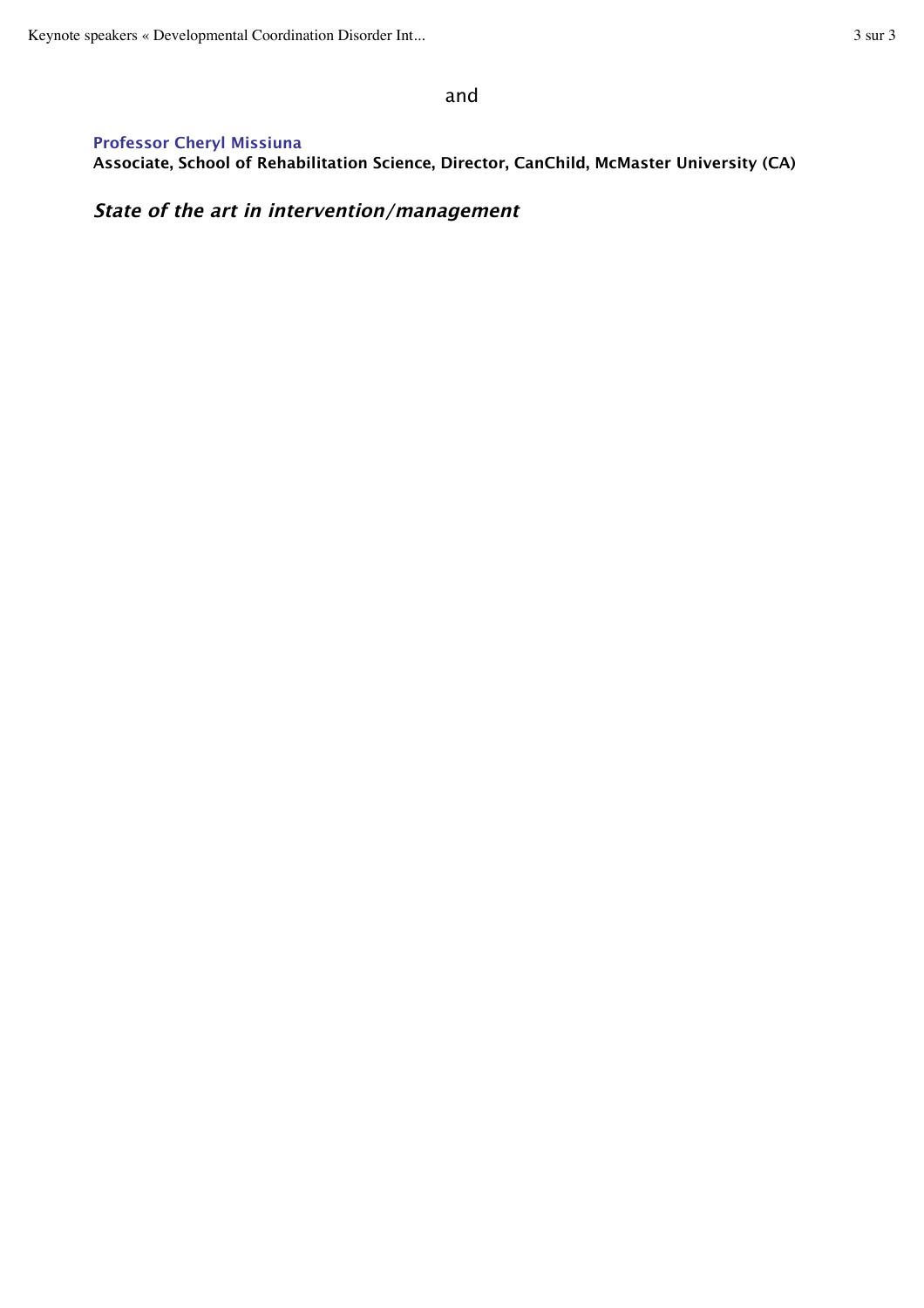and

**Professor Cheryl Missiuna**
**Associate, School of Rehabilitation Science, Director, CanChild, McMaster University (CA)**

***State of the art in intervention/management***